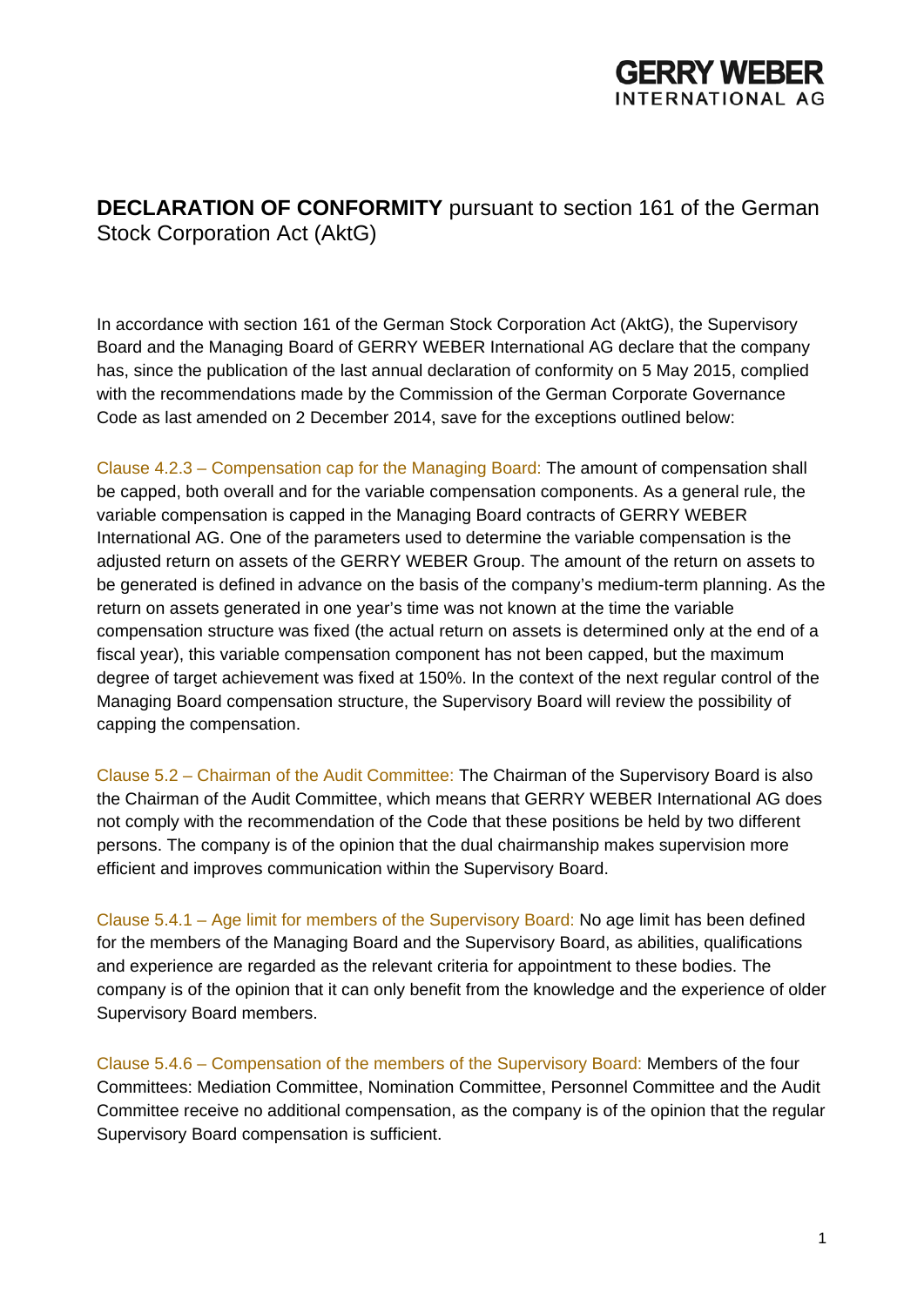GERRY WEBER
INTERNATIONAL AG

## **DECLARATION OF CONFORMITY** pursuant to section 161 of the German Stock Corporation Act (AktG)

In accordance with section 161 of the German Stock Corporation Act (AktG), the Supervisory Board and the Managing Board of GERRY WEBER International AG declare that the company has, since the publication of the last annual declaration of conformity on 5 May 2015, complied with the recommendations made by the Commission of the German Corporate Governance Code as last amended on 2 December 2014, save for the exceptions outlined below:

Clause 4.2.3 – Compensation cap for the Managing Board: The amount of compensation shall be capped, both overall and for the variable compensation components. As a general rule, the variable compensation is capped in the Managing Board contracts of GERRY WEBER International AG. One of the parameters used to determine the variable compensation is the adjusted return on assets of the GERRY WEBER Group. The amount of the return on assets to be generated is defined in advance on the basis of the company's medium-term planning. As the return on assets generated in one year's time was not known at the time the variable compensation structure was fixed (the actual return on assets is determined only at the end of a fiscal year), this variable compensation component has not been capped, but the maximum degree of target achievement was fixed at 150%. In the context of the next regular control of the Managing Board compensation structure, the Supervisory Board will review the possibility of capping the compensation.

Clause 5.2 – Chairman of the Audit Committee: The Chairman of the Supervisory Board is also the Chairman of the Audit Committee, which means that GERRY WEBER International AG does not comply with the recommendation of the Code that these positions be held by two different persons. The company is of the opinion that the dual chairmanship makes supervision more efficient and improves communication within the Supervisory Board.

Clause 5.4.1 – Age limit for members of the Supervisory Board: No age limit has been defined for the members of the Managing Board and the Supervisory Board, as abilities, qualifications and experience are regarded as the relevant criteria for appointment to these bodies. The company is of the opinion that it can only benefit from the knowledge and the experience of older Supervisory Board members.

Clause 5.4.6 – Compensation of the members of the Supervisory Board: Members of the four Committees: Mediation Committee, Nomination Committee, Personnel Committee and the Audit Committee receive no additional compensation, as the company is of the opinion that the regular Supervisory Board compensation is sufficient.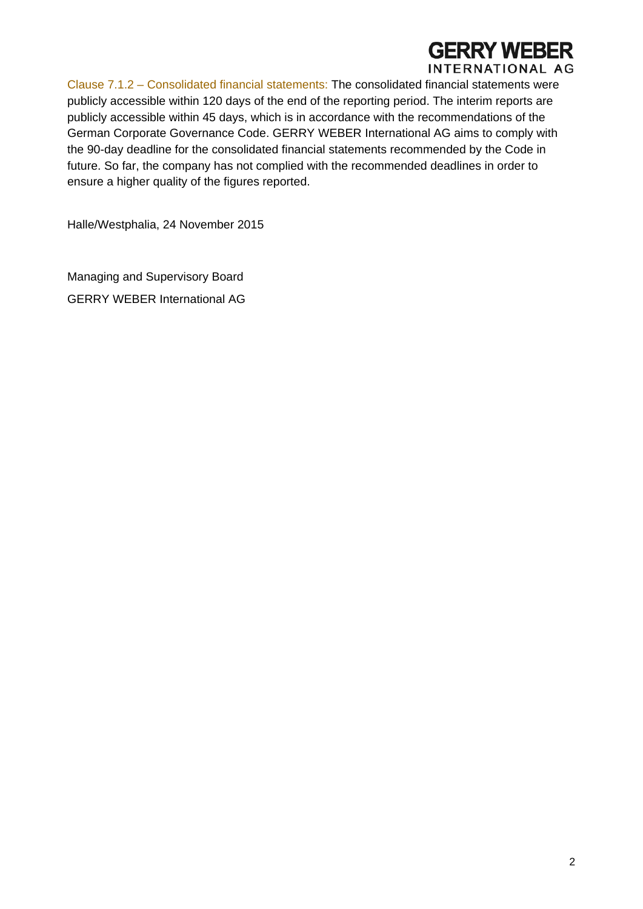Clause 7.1.2 – Consolidated financial statements: The consolidated financial statements were publicly accessible within 120 days of the end of the reporting period. The interim reports are publicly accessible within 45 days, which is in accordance with the recommendations of the German Corporate Governance Code. GERRY WEBER International AG aims to comply with the 90-day deadline for the consolidated financial statements recommended by the Code in future. So far, the company has not complied with the recommended deadlines in order to ensure a higher quality of the figures reported.

Halle/Westphalia, 24 November 2015

Managing and Supervisory Board

GERRY WEBER International AG